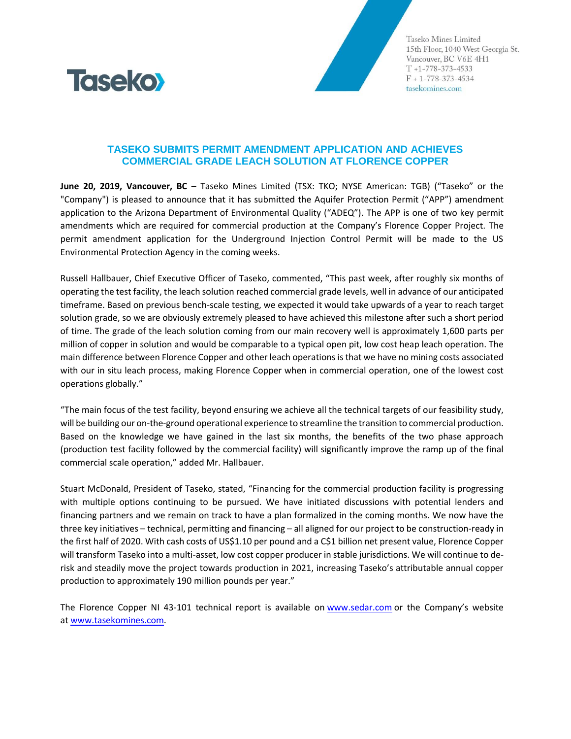Taseko Mines Limited
15th Floor, 1040 West Georgia St.
Vancouver, BC V6E 4H1
T +1-778-373-4533
F + 1-778-373-4534
tasekomines.com

# TASEKO SUBMITS PERMIT AMENDMENT APPLICATION AND ACHIEVES COMMERCIAL GRADE LEACH SOLUTION AT FLORENCE COPPER

**June 20, 2019, Vancouver, BC** – Taseko Mines Limited (TSX: TKO; NYSE American: TGB) ("Taseko" or the "Company") is pleased to announce that it has submitted the Aquifer Protection Permit ("APP") amendment application to the Arizona Department of Environmental Quality ("ADEQ"). The APP is one of two key permit amendments which are required for commercial production at the Company's Florence Copper Project. The permit amendment application for the Underground Injection Control Permit will be made to the US Environmental Protection Agency in the coming weeks.

Russell Hallbauer, Chief Executive Officer of Taseko, commented, "This past week, after roughly six months of operating the test facility, the leach solution reached commercial grade levels, well in advance of our anticipated timeframe. Based on previous bench-scale testing, we expected it would take upwards of a year to reach target solution grade, so we are obviously extremely pleased to have achieved this milestone after such a short period of time. The grade of the leach solution coming from our main recovery well is approximately 1,600 parts per million of copper in solution and would be comparable to a typical open pit, low cost heap leach operation. The main difference between Florence Copper and other leach operations is that we have no mining costs associated with our in situ leach process, making Florence Copper when in commercial operation, one of the lowest cost operations globally."

"The main focus of the test facility, beyond ensuring we achieve all the technical targets of our feasibility study, will be building our on-the-ground operational experience to streamline the transition to commercial production. Based on the knowledge we have gained in the last six months, the benefits of the two phase approach (production test facility followed by the commercial facility) will significantly improve the ramp up of the final commercial scale operation," added Mr. Hallbauer.

Stuart McDonald, President of Taseko, stated, "Financing for the commercial production facility is progressing with multiple options continuing to be pursued. We have initiated discussions with potential lenders and financing partners and we remain on track to have a plan formalized in the coming months. We now have the three key initiatives – technical, permitting and financing – all aligned for our project to be construction-ready in the first half of 2020. With cash costs of US$1.10 per pound and a C$1 billion net present value, Florence Copper will transform Taseko into a multi-asset, low cost copper producer in stable jurisdictions. We will continue to de-risk and steadily move the project towards production in 2021, increasing Taseko's attributable annual copper production to approximately 190 million pounds per year."

The Florence Copper NI 43-101 technical report is available on www.sedar.com or the Company's website at www.tasekomines.com.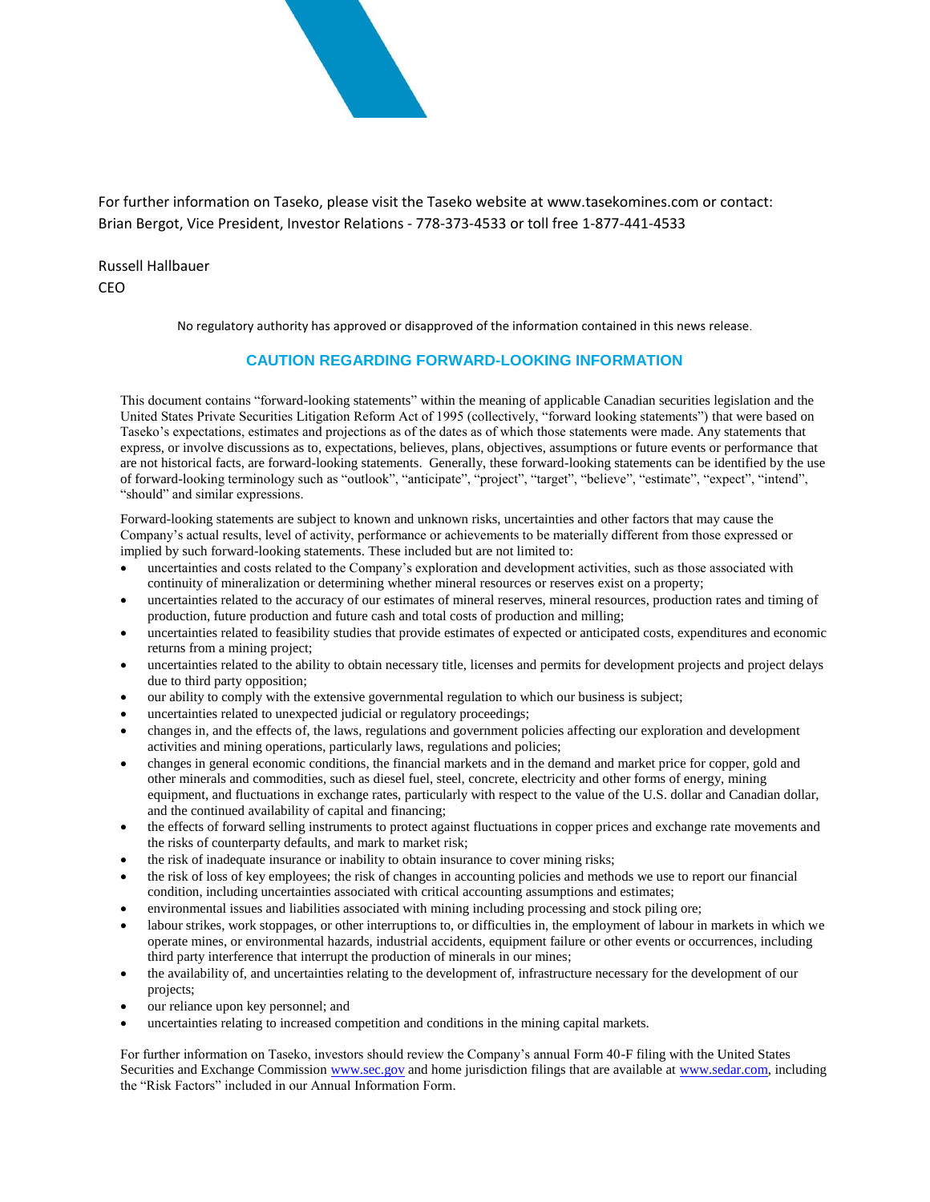For further information on Taseko, please visit the Taseko website at www.tasekomines.com or contact:
Brian Bergot, Vice President, Investor Relations - 778-373-4533 or toll free 1-877-441-4533

Russell Hallbauer
CEO

No regulatory authority has approved or disapproved of the information contained in this news release.

## CAUTION REGARDING FORWARD-LOOKING INFORMATION

This document contains "forward-looking statements" within the meaning of applicable Canadian securities legislation and the United States Private Securities Litigation Reform Act of 1995 (collectively, "forward looking statements") that were based on Taseko's expectations, estimates and projections as of the dates as of which those statements were made. Any statements that express, or involve discussions as to, expectations, believes, plans, objectives, assumptions or future events or performance that are not historical facts, are forward-looking statements. Generally, these forward-looking statements can be identified by the use of forward-looking terminology such as "outlook", "anticipate", "project", "target", "believe", "estimate", "expect", "intend", "should" and similar expressions.

Forward-looking statements are subject to known and unknown risks, uncertainties and other factors that may cause the Company's actual results, level of activity, performance or achievements to be materially different from those expressed or implied by such forward-looking statements. These included but are not limited to:

- uncertainties and costs related to the Company's exploration and development activities, such as those associated with continuity of mineralization or determining whether mineral resources or reserves exist on a property;
- uncertainties related to the accuracy of our estimates of mineral reserves, mineral resources, production rates and timing of production, future production and future cash and total costs of production and milling;
- uncertainties related to feasibility studies that provide estimates of expected or anticipated costs, expenditures and economic returns from a mining project;
- uncertainties related to the ability to obtain necessary title, licenses and permits for development projects and project delays due to third party opposition;
- our ability to comply with the extensive governmental regulation to which our business is subject;
- uncertainties related to unexpected judicial or regulatory proceedings;
- changes in, and the effects of, the laws, regulations and government policies affecting our exploration and development activities and mining operations, particularly laws, regulations and policies;
- changes in general economic conditions, the financial markets and in the demand and market price for copper, gold and other minerals and commodities, such as diesel fuel, steel, concrete, electricity and other forms of energy, mining equipment, and fluctuations in exchange rates, particularly with respect to the value of the U.S. dollar and Canadian dollar, and the continued availability of capital and financing;
- the effects of forward selling instruments to protect against fluctuations in copper prices and exchange rate movements and the risks of counterparty defaults, and mark to market risk;
- the risk of inadequate insurance or inability to obtain insurance to cover mining risks;
- the risk of loss of key employees; the risk of changes in accounting policies and methods we use to report our financial condition, including uncertainties associated with critical accounting assumptions and estimates;
- environmental issues and liabilities associated with mining including processing and stock piling ore;
- labour strikes, work stoppages, or other interruptions to, or difficulties in, the employment of labour in markets in which we operate mines, or environmental hazards, industrial accidents, equipment failure or other events or occurrences, including third party interference that interrupt the production of minerals in our mines;
- the availability of, and uncertainties relating to the development of, infrastructure necessary for the development of our projects;
- our reliance upon key personnel; and
- uncertainties relating to increased competition and conditions in the mining capital markets.

For further information on Taseko, investors should review the Company's annual Form 40-F filing with the United States Securities and Exchange Commission www.sec.gov and home jurisdiction filings that are available at www.sedar.com, including the "Risk Factors" included in our Annual Information Form.